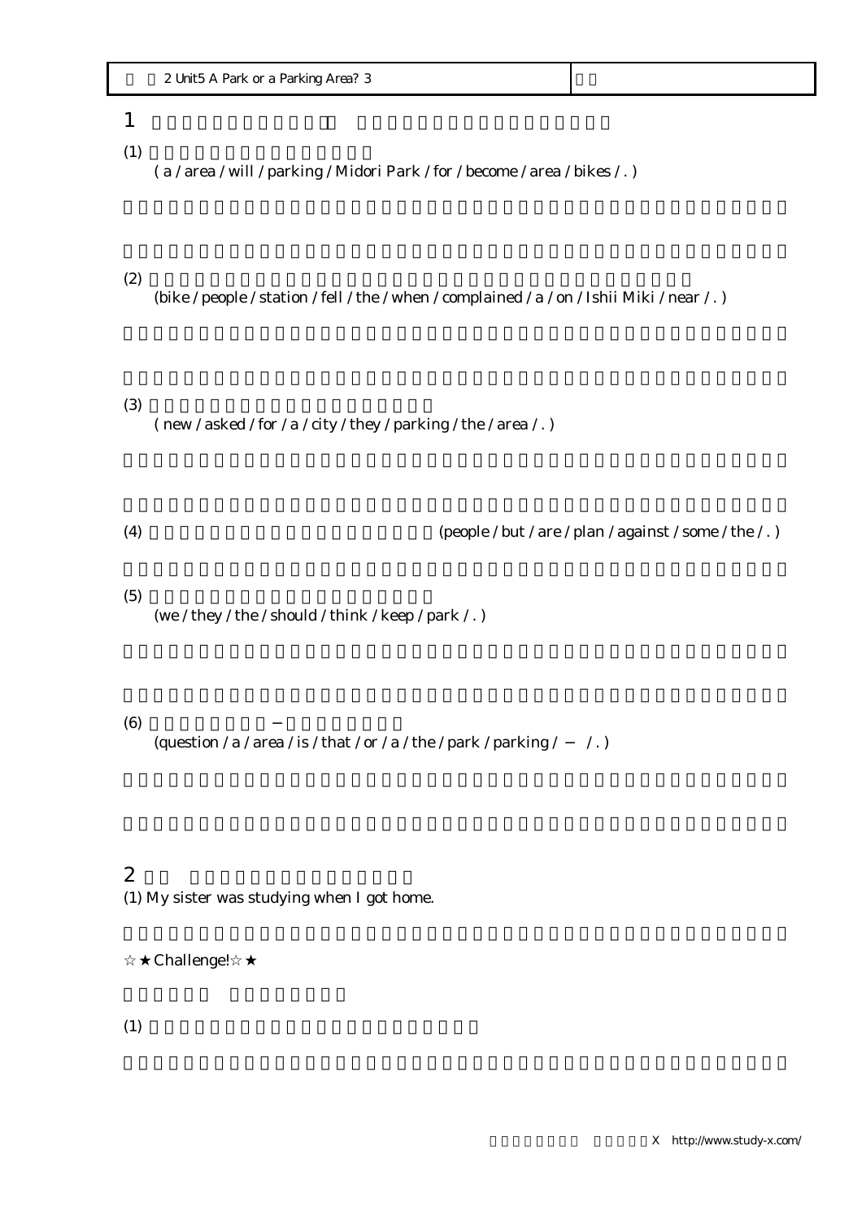| 2 Unit5 A Park or a Parking Area? 3 | |
|---|---|

# 1

(1)

( a / area / will / parking / Midori Park / for / become / area / bikes / . )

(2)

(bike / people / station / fell / the / when / complained / a / on / Ishii Miki / near / . )

(3)

( new / asked / for / a / city / they / parking / the / area / . )

(4) (people / but / are / plan / against / some / the / . )

(5)

(we / they / the / should / think / keep / park / . )

(6) −

(question / a / area / is / that / or / a / the / park / parking / − / . )

# 2

(1) My sister was studying when I got home.

☆★Challenge!☆★

(1)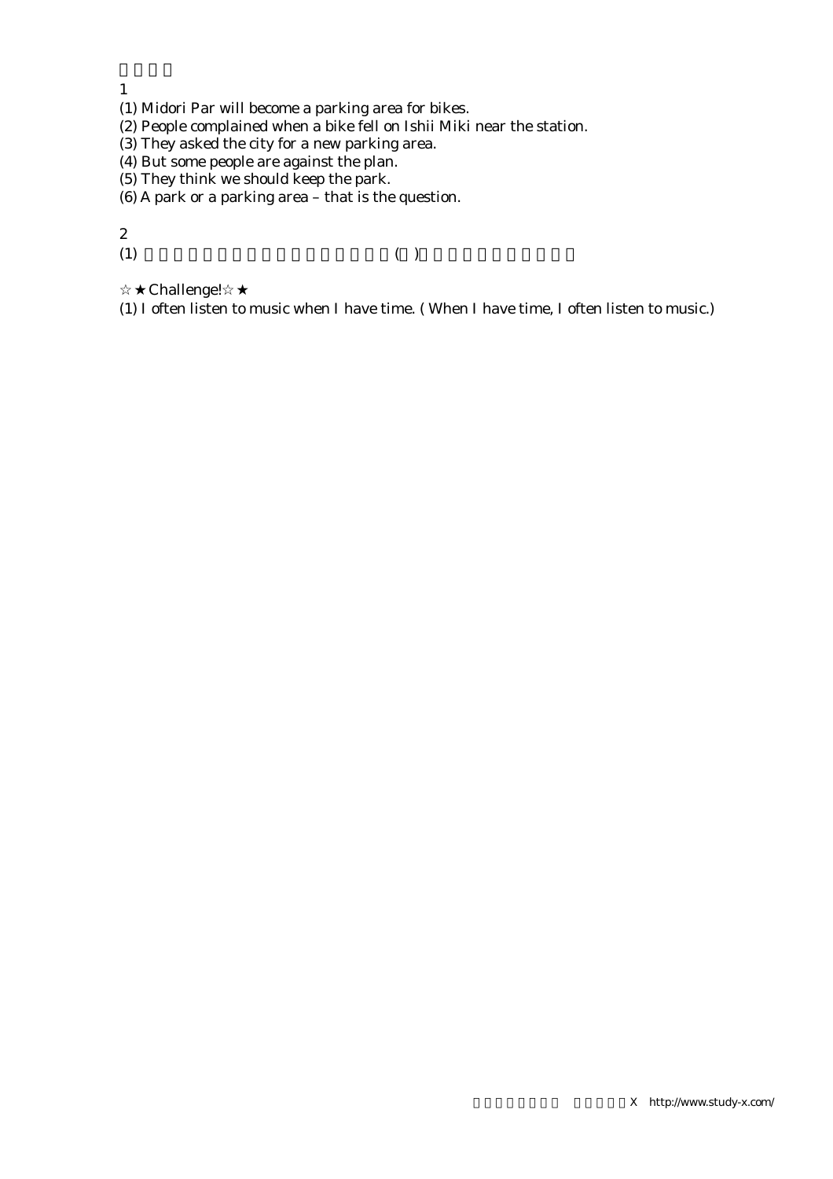1

(1) Midori Par will become a parking area for bikes.
(2) People complained when a bike fell on Ishii Miki near the station.
(3) They asked the city for a new parking area.
(4) But some people are against the plan.
(5) They think we should keep the park.
(6) A park or a parking area – that is the question.

2

(1) ( )

☆★Challenge!☆★

(1) I often listen to music when I have time. ( When I have time, I often listen to music.)